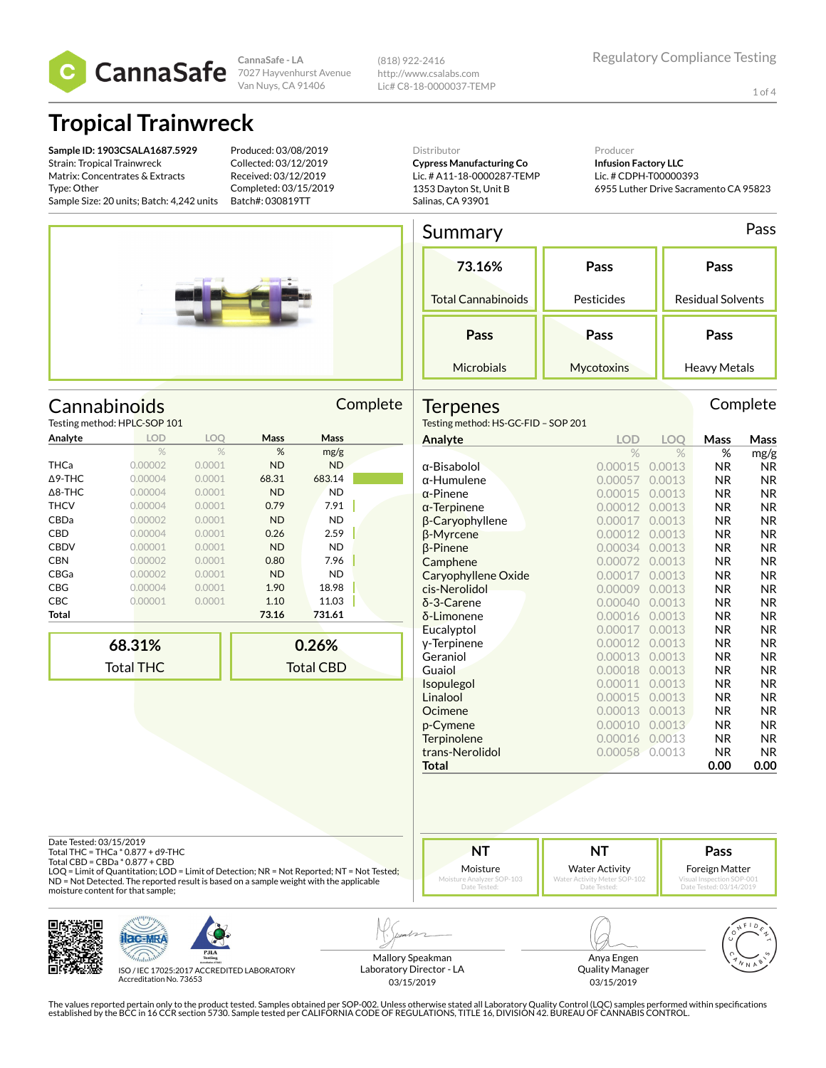**CannaSafe**

CannaSafe - LA
7027 Hayvenhurst Avenue
Van Nuys, CA 91406

(818) 922-2416
http://www.csalabs.com
Lic# C8-18-0000037-TEMP

Regulatory Compliance Testing

# Tropical Trainwreck

**Sample ID: 1903CSALA1687.5929**
Strain: Tropical Trainwreck
Matrix: Concentrates & Extracts
Type: Other
Sample Size: 20 units; Batch: 4,242 units

Produced: 03/08/2019
Collected: 03/12/2019
Received: 03/12/2019
Completed: 03/15/2019
Batch#: 030819TT

Distributor
**Cypress Manufacturing Co**
Lic. # A11-18-0000287-TEMP
1353 Dayton St, Unit B
Salinas, CA 93901

Producer
**Infusion Factory LLC**
Lic. # CDPH-T00000393
6955 Luther Drive Sacramento CA 95823

## Summary

Pass

| 73.16% | Pass | Pass |
|---|---|---|
| Total Cannabinoids | Pesticides | Residual Solvents |
| **Pass** | **Pass** | **Pass** |
| Microbials | Mycotoxins | Heavy Metals |

## Cannabinoids

Complete

Testing method: HPLC-SOP 101

| Analyte | LOD | LOQ | Mass | Mass |
|---|---|---|---|---|
| | % | % | % | mg/g |
| THCa | 0.00002 | 0.0001 | ND | ND |
| Δ9-THC | 0.00004 | 0.0001 | 68.31 | 683.14 |
| Δ8-THC | 0.00004 | 0.0001 | ND | ND |
| THCV | 0.00004 | 0.0001 | 0.79 | 7.91 |
| CBDa | 0.00002 | 0.0001 | ND | ND |
| CBD | 0.00004 | 0.0001 | 0.26 | 2.59 |
| CBDV | 0.00001 | 0.0001 | ND | ND |
| CBN | 0.00002 | 0.0001 | 0.80 | 7.96 |
| CBGa | 0.00002 | 0.0001 | ND | ND |
| CBG | 0.00004 | 0.0001 | 1.90 | 18.98 |
| CBC | 0.00001 | 0.0001 | 1.10 | 11.03 |
| **Total** | | | **73.16** | **731.61** |

| 68.31% | 0.26% |
|---|---|
| Total THC | Total CBD |

## Terpenes

Complete

Testing method: HS-GC-FID – SOP 201

| Analyte | LOD | LOQ | Mass | Mass |
|---|---|---|---|---|
| | % | % | % | mg/g |
| α-Bisabolol | 0.00015 | 0.0013 | NR | NR |
| α-Humulene | 0.00057 | 0.0013 | NR | NR |
| α-Pinene | 0.00015 | 0.0013 | NR | NR |
| α-Terpinene | 0.00012 | 0.0013 | NR | NR |
| β-Caryophyllene | 0.00017 | 0.0013 | NR | NR |
| β-Myrcene | 0.00012 | 0.0013 | NR | NR |
| β-Pinene | 0.00034 | 0.0013 | NR | NR |
| Camphene | 0.00072 | 0.0013 | NR | NR |
| Caryophyllene Oxide | 0.00017 | 0.0013 | NR | NR |
| cis-Nerolidol | 0.00009 | 0.0013 | NR | NR |
| δ-3-Carene | 0.00040 | 0.0013 | NR | NR |
| δ-Limonene | 0.00016 | 0.0013 | NR | NR |
| Eucalyptol | 0.00017 | 0.0013 | NR | NR |
| γ-Terpinene | 0.00012 | 0.0013 | NR | NR |
| Geraniol | 0.00013 | 0.0013 | NR | NR |
| Guaiol | 0.00018 | 0.0013 | NR | NR |
| Isopulegol | 0.00011 | 0.0013 | NR | NR |
| Linalool | 0.00015 | 0.0013 | NR | NR |
| Ocimene | 0.00013 | 0.0013 | NR | NR |
| p-Cymene | 0.00010 | 0.0013 | NR | NR |
| Terpinolene | 0.00016 | 0.0013 | NR | NR |
| trans-Nerolidol | 0.00058 | 0.0013 | NR | NR |
| **Total** | | | **0.00** | **0.00** |

Date Tested: 03/15/2019
Total THC = THCa * 0.877 + d9-THC
Total CBD = CBDa * 0.877 + CBD
LOQ = Limit of Quantitation; LOD = Limit of Detection; NR = Not Reported; NT = Not Tested; ND = Not Detected. The reported result is based on a sample weight with the applicable moisture content for that sample;

| NT | NT | Pass |
|---|---|---|
| Moisture | Water Activity | Foreign Matter |
| Moisture Analyzer SOP-103 | Water Activity Meter SOP-102 | Visual Inspection SOP-001 |
| Date Tested: | Date Tested: | Date Tested: 03/14/2019 |

ISO / IEC 17025:2017 ACCREDITED LABORATORY
Accreditation No. 73653

Mallory Speakman
Laboratory Director - LA
03/15/2019

Anya Engen
Quality Manager
03/15/2019

The values reported pertain only to the product tested. Samples obtained per SOP-002. Unless otherwise stated all Laboratory Quality Control (LQC) samples performed within specifications established by the BCC in 16 CCR section 5730. Sample tested per CALIFORNIA CODE OF REGULATIONS, TITLE 16, DIVISION 42. BUREAU OF CANNABIS CONTROL.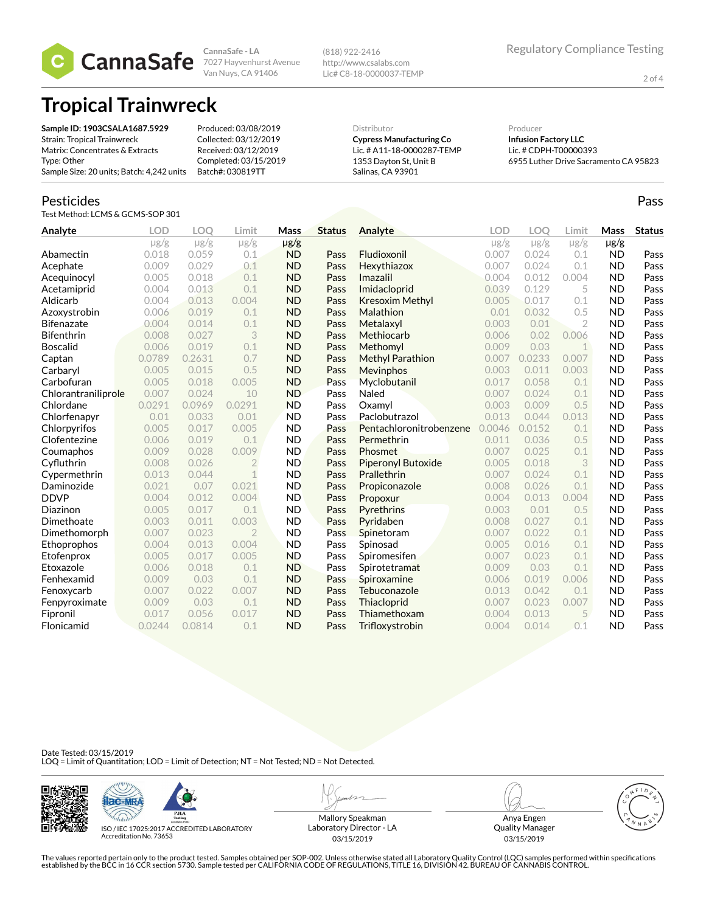**CannaSafe**

CannaSafe - LA
7027 Hayvenhurst Avenue
Van Nuys, CA 91406

(818) 922-2416
http://www.csalabs.com
Lic# C8-18-0000037-TEMP

Regulatory Compliance Testing

# Tropical Trainwreck

**Sample ID: 1903CSALA1687.5929**
Strain: Tropical Trainwreck
Matrix: Concentrates & Extracts
Type: Other
Sample Size: 20 units; Batch: 4,242 units

Produced: 03/08/2019
Collected: 03/12/2019
Received: 03/12/2019
Completed: 03/15/2019
Batch#: 030819TT

Distributor
**Cypress Manufacturing Co**
Lic. # A11-18-0000287-TEMP
1353 Dayton St, Unit B
Salinas, CA 93901

Producer
**Infusion Factory LLC**
Lic. # CDPH-T00000393
6955 Luther Drive Sacramento CA 95823

## Pesticides

Pass

Test Method: LCMS & GCMS-SOP 301

| Analyte | LOD | LOQ | Limit | Mass | Status |
|---|---|---|---|---|---|
| | μg/g | μg/g | μg/g | μg/g | |
| Abamectin | 0.018 | 0.059 | 0.1 | ND | Pass |
| Acephate | 0.009 | 0.029 | 0.1 | ND | Pass |
| Acequinocyl | 0.005 | 0.018 | 0.1 | ND | Pass |
| Acetamiprid | 0.004 | 0.013 | 0.1 | ND | Pass |
| Aldicarb | 0.004 | 0.013 | 0.004 | ND | Pass |
| Azoxystrobin | 0.006 | 0.019 | 0.1 | ND | Pass |
| Bifenazate | 0.004 | 0.014 | 0.1 | ND | Pass |
| Bifenthrin | 0.008 | 0.027 | 3 | ND | Pass |
| Boscalid | 0.006 | 0.019 | 0.1 | ND | Pass |
| Captan | 0.0789 | 0.2631 | 0.7 | ND | Pass |
| Carbaryl | 0.005 | 0.015 | 0.5 | ND | Pass |
| Carbofuran | 0.005 | 0.018 | 0.005 | ND | Pass |
| Chlorantraniliprole | 0.007 | 0.024 | 10 | ND | Pass |
| Chlordane | 0.0291 | 0.0969 | 0.0291 | ND | Pass |
| Chlorfenapyr | 0.01 | 0.033 | 0.01 | ND | Pass |
| Chlorpyrifos | 0.005 | 0.017 | 0.005 | ND | Pass |
| Clofentezine | 0.006 | 0.019 | 0.1 | ND | Pass |
| Coumaphos | 0.009 | 0.028 | 0.009 | ND | Pass |
| Cyfluthrin | 0.008 | 0.026 | 2 | ND | Pass |
| Cypermethrin | 0.013 | 0.044 | 1 | ND | Pass |
| Daminozide | 0.021 | 0.07 | 0.021 | ND | Pass |
| DDVP | 0.004 | 0.012 | 0.004 | ND | Pass |
| Diazinon | 0.005 | 0.017 | 0.1 | ND | Pass |
| Dimethoate | 0.003 | 0.011 | 0.003 | ND | Pass |
| Dimethomorph | 0.007 | 0.023 | 2 | ND | Pass |
| Ethoprophos | 0.004 | 0.013 | 0.004 | ND | Pass |
| Etofenprox | 0.005 | 0.017 | 0.005 | ND | Pass |
| Etoxazole | 0.006 | 0.018 | 0.1 | ND | Pass |
| Fenhexamid | 0.009 | 0.03 | 0.1 | ND | Pass |
| Fenoxycarb | 0.007 | 0.022 | 0.007 | ND | Pass |
| Fenpyroximate | 0.009 | 0.03 | 0.1 | ND | Pass |
| Fipronil | 0.017 | 0.056 | 0.017 | ND | Pass |
| Flonicamid | 0.0244 | 0.0814 | 0.1 | ND | Pass |
| Fludioxonil | 0.007 | 0.024 | 0.1 | ND | Pass |
| Hexythiazox | 0.007 | 0.024 | 0.1 | ND | Pass |
| Imazalil | 0.004 | 0.012 | 0.004 | ND | Pass |
| Imidacloprid | 0.039 | 0.129 | 5 | ND | Pass |
| Kresoxim Methyl | 0.005 | 0.017 | 0.1 | ND | Pass |
| Malathion | 0.01 | 0.032 | 0.5 | ND | Pass |
| Metalaxyl | 0.003 | 0.01 | 2 | ND | Pass |
| Methiocarb | 0.006 | 0.02 | 0.006 | ND | Pass |
| Methomyl | 0.009 | 0.03 | 1 | ND | Pass |
| Methyl Parathion | 0.007 | 0.0233 | 0.007 | ND | Pass |
| Mevinphos | 0.003 | 0.011 | 0.003 | ND | Pass |
| Myclobutanil | 0.017 | 0.058 | 0.1 | ND | Pass |
| Naled | 0.007 | 0.024 | 0.1 | ND | Pass |
| Oxamyl | 0.003 | 0.009 | 0.5 | ND | Pass |
| Paclobutrazol | 0.013 | 0.044 | 0.013 | ND | Pass |
| Pentachloronitrobenzene | 0.0046 | 0.0152 | 0.1 | ND | Pass |
| Permethrin | 0.011 | 0.036 | 0.5 | ND | Pass |
| Phosmet | 0.007 | 0.025 | 0.1 | ND | Pass |
| Piperonyl Butoxide | 0.005 | 0.018 | 3 | ND | Pass |
| Prallethrin | 0.007 | 0.024 | 0.1 | ND | Pass |
| Propiconazole | 0.008 | 0.026 | 0.1 | ND | Pass |
| Propoxur | 0.004 | 0.013 | 0.004 | ND | Pass |
| Pyrethrins | 0.003 | 0.01 | 0.5 | ND | Pass |
| Pyridaben | 0.008 | 0.027 | 0.1 | ND | Pass |
| Spinetoram | 0.007 | 0.022 | 0.1 | ND | Pass |
| Spinosad | 0.005 | 0.016 | 0.1 | ND | Pass |
| Spiromesifen | 0.007 | 0.023 | 0.1 | ND | Pass |
| Spirotetramat | 0.009 | 0.03 | 0.1 | ND | Pass |
| Spiroxamine | 0.006 | 0.019 | 0.006 | ND | Pass |
| Tebuconazole | 0.013 | 0.042 | 0.1 | ND | Pass |
| Thiacloprid | 0.007 | 0.023 | 0.007 | ND | Pass |
| Thiamethoxam | 0.004 | 0.013 | 5 | ND | Pass |
| Trifloxystrobin | 0.004 | 0.014 | 0.1 | ND | Pass |

Date Tested: 03/15/2019
LOQ = Limit of Quantitation; LOD = Limit of Detection; NT = Not Tested; ND = Not Detected.

ISO / IEC 17025:2017 ACCREDITED LABORATORY
Accreditation No. 73653

Mallory Speakman
Laboratory Director - LA
03/15/2019

Anya Engen
Quality Manager
03/15/2019

The values reported pertain only to the product tested. Samples obtained per SOP-002. Unless otherwise stated all Laboratory Quality Control (LQC) samples performed within specifications established by the BCC in 16 CCR section 5730. Sample tested per CALIFORNIA CODE OF REGULATIONS, TITLE 16, DIVISION 42. BUREAU OF CANNABIS CONTROL.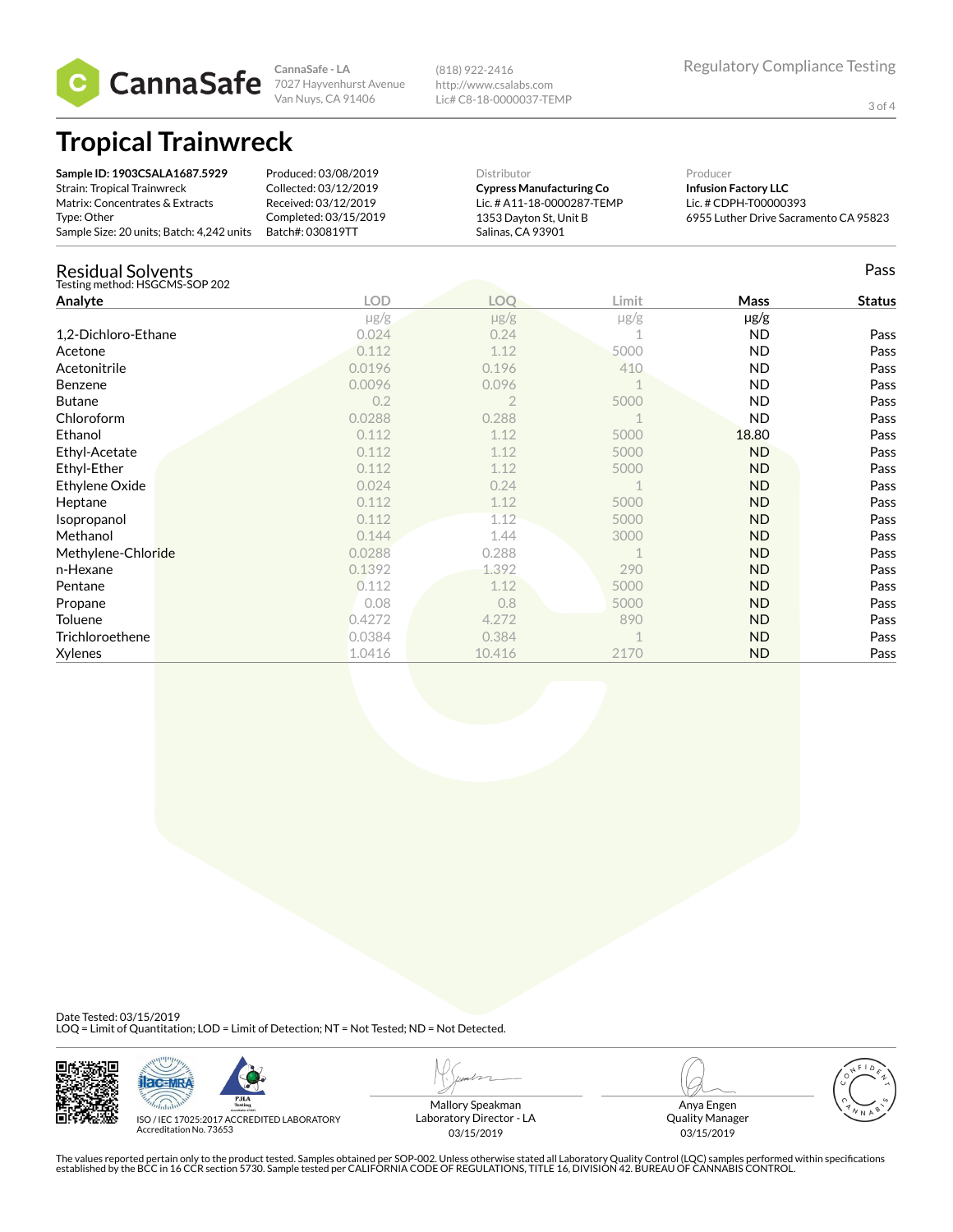CannaSafe - LA
7027 Hayvenhurst Avenue
Van Nuys, CA 91406

(818) 922-2416
http://www.csalabs.com
Lic# C8-18-0000037-TEMP

Regulatory Compliance Testing

# Tropical Trainwreck

**Sample ID: 1903CSALA1687.5929**
Strain: Tropical Trainwreck
Matrix: Concentrates & Extracts
Type: Other
Sample Size: 20 units; Batch: 4,242 units

Produced: 03/08/2019
Collected: 03/12/2019
Received: 03/12/2019
Completed: 03/15/2019
Batch#: 030819TT

Distributor
**Cypress Manufacturing Co**
Lic. # A11-18-0000287-TEMP
1353 Dayton St, Unit B
Salinas, CA 93901

Producer
**Infusion Factory LLC**
Lic. # CDPH-T00000393
6955 Luther Drive Sacramento CA 95823

## Residual Solvents

Pass

Testing method: HSGCMS-SOP 202

| Analyte | LOD | LOQ | Limit | Mass | Status |
|---|---|---|---|---|---|
| | μg/g | μg/g | μg/g | μg/g | |
| 1,2-Dichloro-Ethane | 0.024 | 0.24 | 1 | ND | Pass |
| Acetone | 0.112 | 1.12 | 5000 | ND | Pass |
| Acetonitrile | 0.0196 | 0.196 | 410 | ND | Pass |
| Benzene | 0.0096 | 0.096 | 1 | ND | Pass |
| Butane | 0.2 | 2 | 5000 | ND | Pass |
| Chloroform | 0.0288 | 0.288 | 1 | ND | Pass |
| Ethanol | 0.112 | 1.12 | 5000 | 18.80 | Pass |
| Ethyl-Acetate | 0.112 | 1.12 | 5000 | ND | Pass |
| Ethyl-Ether | 0.112 | 1.12 | 5000 | ND | Pass |
| Ethylene Oxide | 0.024 | 0.24 | 1 | ND | Pass |
| Heptane | 0.112 | 1.12 | 5000 | ND | Pass |
| Isopropanol | 0.112 | 1.12 | 5000 | ND | Pass |
| Methanol | 0.144 | 1.44 | 3000 | ND | Pass |
| Methylene-Chloride | 0.0288 | 0.288 | 1 | ND | Pass |
| n-Hexane | 0.1392 | 1.392 | 290 | ND | Pass |
| Pentane | 0.112 | 1.12 | 5000 | ND | Pass |
| Propane | 0.08 | 0.8 | 5000 | ND | Pass |
| Toluene | 0.4272 | 4.272 | 890 | ND | Pass |
| Trichloroethene | 0.0384 | 0.384 | 1 | ND | Pass |
| Xylenes | 1.0416 | 10.416 | 2170 | ND | Pass |

Date Tested: 03/15/2019
LOQ = Limit of Quantitation; LOD = Limit of Detection; NT = Not Tested; ND = Not Detected.

ISO / IEC 17025:2017 ACCREDITED LABORATORY
Accreditation No. 73653

Mallory Speakman
Laboratory Director - LA
03/15/2019

Anya Engen
Quality Manager
03/15/2019

The values reported pertain only to the product tested. Samples obtained per SOP-002. Unless otherwise stated all Laboratory Quality Control (LQC) samples performed within specifications established by the BCC in 16 CCR section 5730. Sample tested per CALIFORNIA CODE OF REGULATIONS, TITLE 16, DIVISION 42. BUREAU OF CANNABIS CONTROL.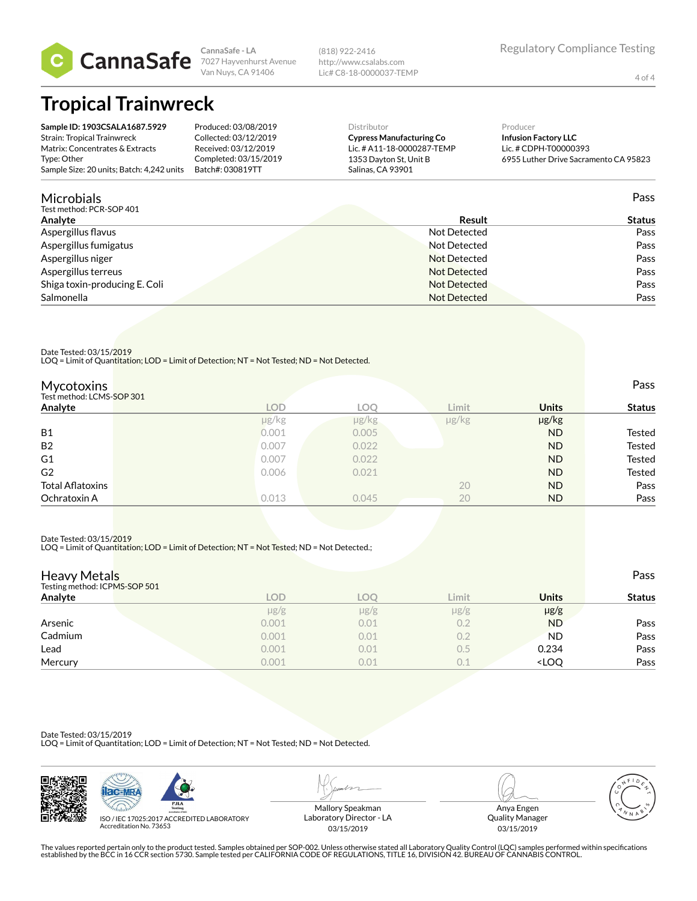CannaSafe

CannaSafe - LA
7027 Hayvenhurst Avenue
Van Nuys, CA 91406

(818) 922-2416
http://www.csalabs.com
Lic# C8-18-0000037-TEMP

Regulatory Compliance Testing

# Tropical Trainwreck

**Sample ID: 1903CSALA1687.5929**
Strain: Tropical Trainwreck
Matrix: Concentrates & Extracts
Type: Other
Sample Size: 20 units; Batch: 4,242 units

Produced: 03/08/2019
Collected: 03/12/2019
Received: 03/12/2019
Completed: 03/15/2019
Batch#: 030819TT

Distributor
**Cypress Manufacturing Co**
Lic. # A11-18-0000287-TEMP
1353 Dayton St, Unit B
Salinas, CA 93901

Producer
**Infusion Factory LLC**
Lic. # CDPH-T00000393
6955 Luther Drive Sacramento CA 95823

## Microbials

Pass

Test method: PCR-SOP 401

| Analyte | Result | Status |
|---|---|---|
| Aspergillus flavus | Not Detected | Pass |
| Aspergillus fumigatus | Not Detected | Pass |
| Aspergillus niger | Not Detected | Pass |
| Aspergillus terreus | Not Detected | Pass |
| Shiga toxin-producing E. Coli | Not Detected | Pass |
| Salmonella | Not Detected | Pass |

Date Tested: 03/15/2019
LOQ = Limit of Quantitation; LOD = Limit of Detection; NT = Not Tested; ND = Not Detected.

## Mycotoxins

Pass

Test method: LCMS-SOP 301

| Analyte | LOD | LOQ | Limit | Units | Status |
|---|---|---|---|---|---|
| | μg/kg | μg/kg | μg/kg | μg/kg | |
| B1 | 0.001 | 0.005 | | ND | Tested |
| B2 | 0.007 | 0.022 | | ND | Tested |
| G1 | 0.007 | 0.022 | | ND | Tested |
| G2 | 0.006 | 0.021 | | ND | Tested |
| Total Aflatoxins | | | 20 | ND | Pass |
| Ochratoxin A | 0.013 | 0.045 | 20 | ND | Pass |

Date Tested: 03/15/2019
LOQ = Limit of Quantitation; LOD = Limit of Detection; NT = Not Tested; ND = Not Detected.;

## Heavy Metals

Pass

Testing method: ICPMS-SOP 501

| Analyte | LOD | LOQ | Limit | Units | Status |
|---|---|---|---|---|---|
| | μg/g | μg/g | μg/g | μg/g | |
| Arsenic | 0.001 | 0.01 | 0.2 | ND | Pass |
| Cadmium | 0.001 | 0.01 | 0.2 | ND | Pass |
| Lead | 0.001 | 0.01 | 0.5 | 0.234 | Pass |
| Mercury | 0.001 | 0.01 | 0.1 | <LOQ | Pass |

Date Tested: 03/15/2019
LOQ = Limit of Quantitation; LOD = Limit of Detection; NT = Not Tested; ND = Not Detected.

ISO / IEC 17025:2017 ACCREDITED LABORATORY
Accreditation No. 73653

Mallory Speakman
Laboratory Director - LA
03/15/2019

Anya Engen
Quality Manager
03/15/2019

The values reported pertain only to the product tested. Samples obtained per SOP-002. Unless otherwise stated all Laboratory Quality Control (LQC) samples performed within specifications established by the BCC in 16 CCR section 5730. Sample tested per CALIFORNIA CODE OF REGULATIONS, TITLE 16, DIVISION 42. BUREAU OF CANNABIS CONTROL.